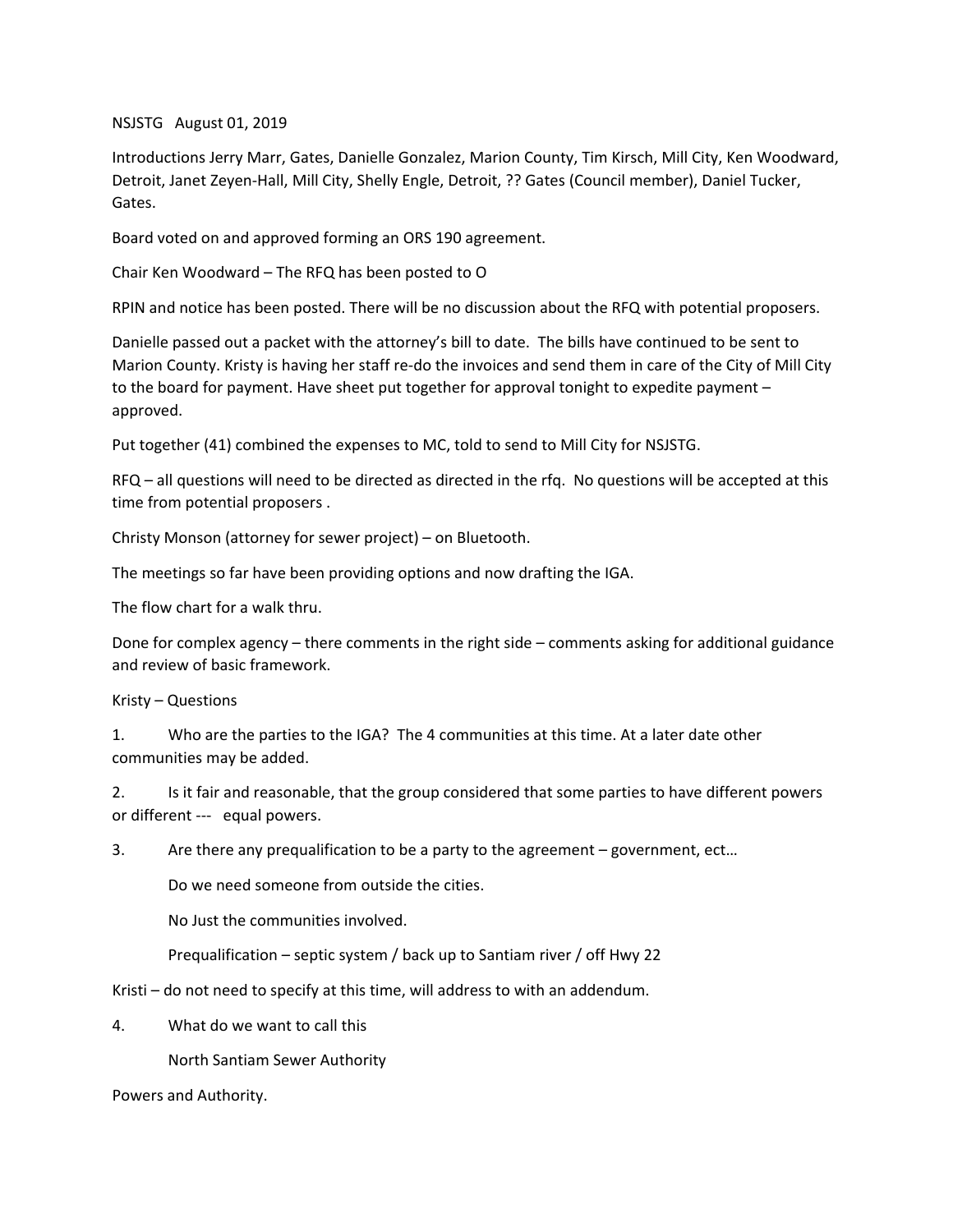NSJSTG August 01, 2019

Introductions Jerry Marr, Gates, Danielle Gonzalez, Marion County, Tim Kirsch, Mill City, Ken Woodward, Detroit, Janet Zeyen-Hall, Mill City, Shelly Engle, Detroit, ?? Gates (Council member), Daniel Tucker, Gates.

Board voted on and approved forming an ORS 190 agreement.

Chair Ken Woodward – The RFQ has been posted to O

RPIN and notice has been posted. There will be no discussion about the RFQ with potential proposers.

Danielle passed out a packet with the attorney's bill to date. The bills have continued to be sent to Marion County. Kristy is having her staff re-do the invoices and send them in care of the City of Mill City to the board for payment. Have sheet put together for approval tonight to expedite payment – approved.

Put together (41) combined the expenses to MC, told to send to Mill City for NSJSTG.

RFQ – all questions will need to be directed as directed in the rfq. No questions will be accepted at this time from potential proposers .

Christy Monson (attorney for sewer project) – on Bluetooth.

The meetings so far have been providing options and now drafting the IGA.

The flow chart for a walk thru.

Done for complex agency – there comments in the right side – comments asking for additional guidance and review of basic framework.

Kristy – Questions

1. Who are the parties to the IGA? The 4 communities at this time. At a later date other communities may be added.

2. Is it fair and reasonable, that the group considered that some parties to have different powers or different --- equal powers.

3. Are there any prequalification to be a party to the agreement – government, ect…

   Do we need someone from outside the cities.

   No Just the communities involved.

   Prequalification – septic system / back up to Santiam river / off Hwy 22

Kristi – do not need to specify at this time, will address to with an addendum.

4. What do we want to call this

   North Santiam Sewer Authority

Powers and Authority.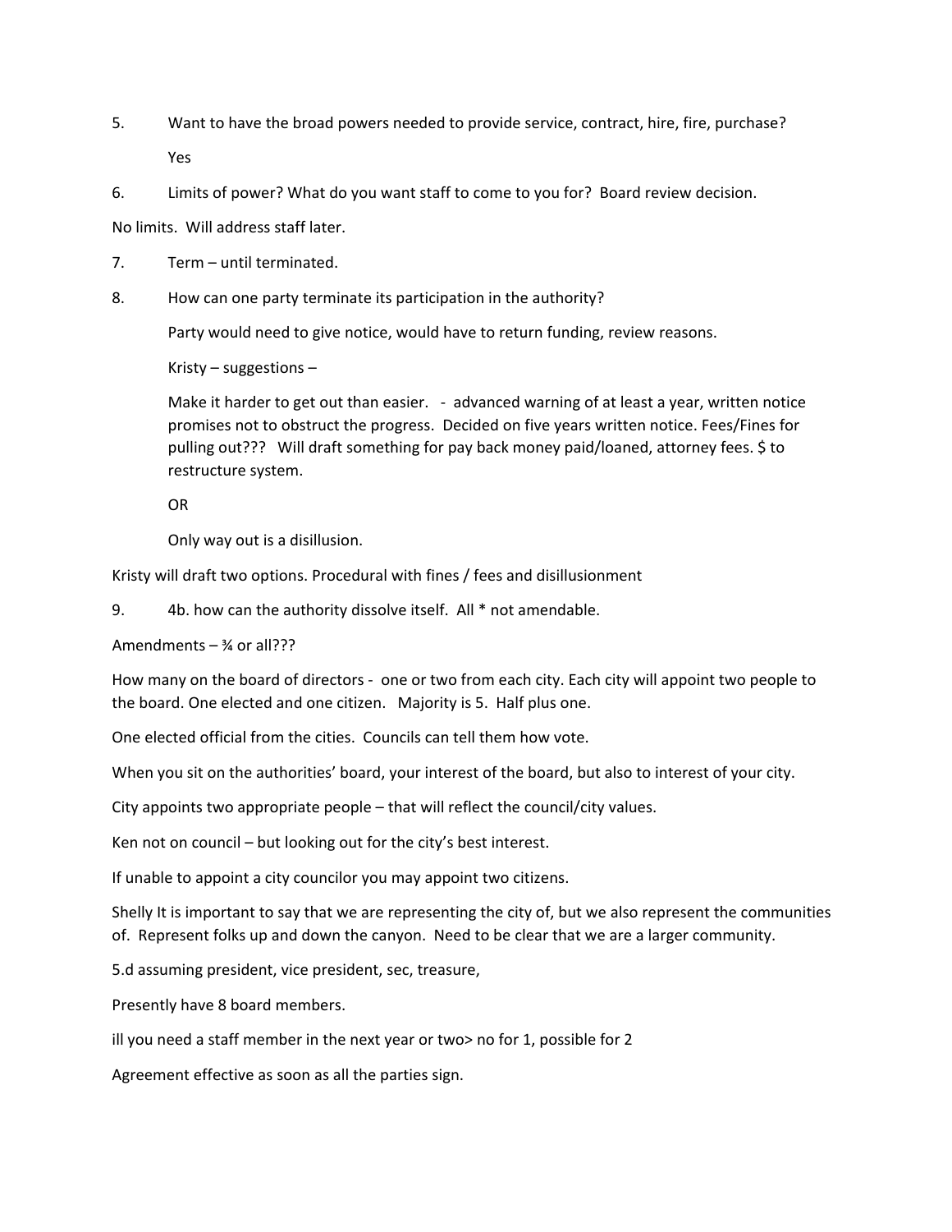5. Want to have the broad powers needed to provide service, contract, hire, fire, purchase?

   Yes

6. Limits of power? What do you want staff to come to you for? Board review decision.

No limits. Will address staff later.

7. Term – until terminated.

8. How can one party terminate its participation in the authority?

   Party would need to give notice, would have to return funding, review reasons.

   Kristy – suggestions –

   Make it harder to get out than easier. - advanced warning of at least a year, written notice promises not to obstruct the progress. Decided on five years written notice. Fees/Fines for pulling out??? Will draft something for pay back money paid/loaned, attorney fees. $ to restructure system.

   OR

   Only way out is a disillusion.

Kristy will draft two options. Procedural with fines / fees and disillusionment

9. 4b. how can the authority dissolve itself. All * not amendable.

Amendments – ¾ or all???

How many on the board of directors - one or two from each city. Each city will appoint two people to the board. One elected and one citizen. Majority is 5. Half plus one.

One elected official from the cities. Councils can tell them how vote.

When you sit on the authorities' board, your interest of the board, but also to interest of your city.

City appoints two appropriate people – that will reflect the council/city values.

Ken not on council – but looking out for the city's best interest.

If unable to appoint a city councilor you may appoint two citizens.

Shelly It is important to say that we are representing the city of, but we also represent the communities of. Represent folks up and down the canyon. Need to be clear that we are a larger community.

5.d assuming president, vice president, sec, treasure,

Presently have 8 board members.

ill you need a staff member in the next year or two> no for 1, possible for 2

Agreement effective as soon as all the parties sign.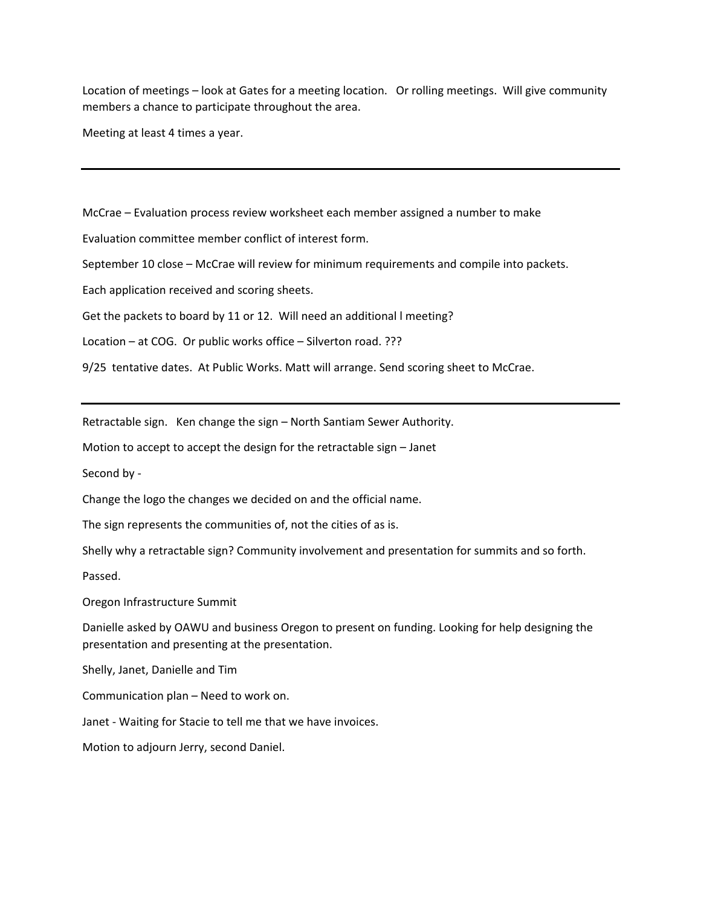Location of meetings – look at Gates for a meeting location. Or rolling meetings. Will give community members a chance to participate throughout the area.

Meeting at least 4 times a year.

---

McCrae – Evaluation process review worksheet each member assigned a number to make

Evaluation committee member conflict of interest form.

September 10 close – McCrae will review for minimum requirements and compile into packets.

Each application received and scoring sheets.

Get the packets to board by 11 or 12. Will need an additional l meeting?

Location – at COG. Or public works office – Silverton road. ???

9/25 tentative dates. At Public Works. Matt will arrange. Send scoring sheet to McCrae.

---

Retractable sign. Ken change the sign – North Santiam Sewer Authority.

Motion to accept to accept the design for the retractable sign – Janet

Second by -

Change the logo the changes we decided on and the official name.

The sign represents the communities of, not the cities of as is.

Shelly why a retractable sign? Community involvement and presentation for summits and so forth.

Passed.

Oregon Infrastructure Summit

Danielle asked by OAWU and business Oregon to present on funding. Looking for help designing the presentation and presenting at the presentation.

Shelly, Janet, Danielle and Tim

Communication plan – Need to work on.

Janet - Waiting for Stacie to tell me that we have invoices.

Motion to adjourn Jerry, second Daniel.